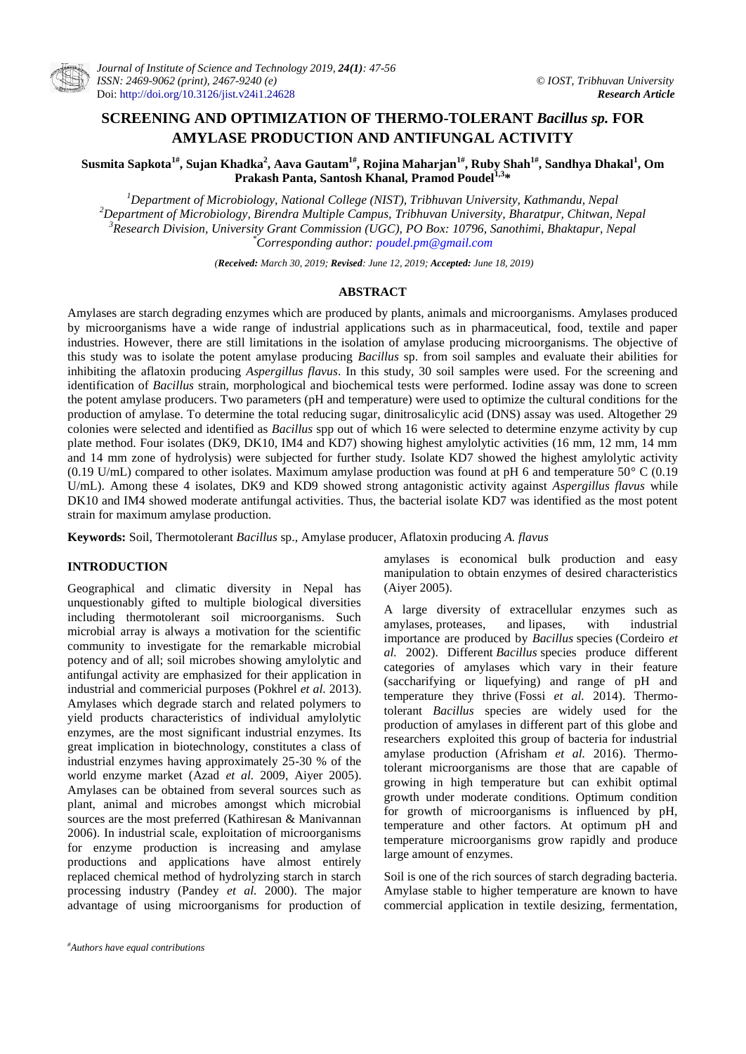# SCREENING AND OPTIMIZATION OF THERMO-TOLERANT *Bacillus sp.* FOR AMYLASE PRODUCTION AND ANTIFUNGAL ACTIVITY

**Susmita Sapkota[1#], Sujan Khadka[2], Aava Gautam[1#], Rojina Maharjan[1#], Ruby Shah[1#], Sandhya Dhakal[1], Om Prakash Panta, Santosh Khanal, Pramod Poudel[1,3]\***

[1]*Department of Microbiology, National College (NIST), Tribhuvan University, Kathmandu, Nepal*
[2]*Department of Microbiology, Birendra Multiple Campus, Tribhuvan University, Bharatpur, Chitwan, Nepal*
[3]*Research Division, University Grant Commission (UGC), PO Box: 10796, Sanothimi, Bhaktapur, Nepal*
\**Corresponding author: poudel.pm@gmail.com*

*(**Received:** March 30, 2019; **Revised**: June 12, 2019; **Accepted:** June 18, 2019)*

## ABSTRACT

Amylases are starch degrading enzymes which are produced by plants, animals and microorganisms. Amylases produced by microorganisms have a wide range of industrial applications such as in pharmaceutical, food, textile and paper industries. However, there are still limitations in the isolation of amylase producing microorganisms. The objective of this study was to isolate the potent amylase producing *Bacillus* sp. from soil samples and evaluate their abilities for inhibiting the aflatoxin producing *Aspergillus flavus*. In this study, 30 soil samples were used. For the screening and identification of *Bacillus* strain, morphological and biochemical tests were performed. Iodine assay was done to screen the potent amylase producers. Two parameters (pH and temperature) were used to optimize the cultural conditions for the production of amylase. To determine the total reducing sugar, dinitrosalicylic acid (DNS) assay was used. Altogether 29 colonies were selected and identified as *Bacillus* spp out of which 16 were selected to determine enzyme activity by cup plate method. Four isolates (DK9, DK10, IM4 and KD7) showing highest amylolytic activities (16 mm, 12 mm, 14 mm and 14 mm zone of hydrolysis) were subjected for further study. Isolate KD7 showed the highest amylolytic activity (0.19 U/mL) compared to other isolates. Maximum amylase production was found at pH 6 and temperature 50° C (0.19 U/mL). Among these 4 isolates, DK9 and KD9 showed strong antagonistic activity against *Aspergillus flavus* while DK10 and IM4 showed moderate antifungal activities. Thus, the bacterial isolate KD7 was identified as the most potent strain for maximum amylase production.

**Keywords:** Soil, Thermotolerant *Bacillus* sp., Amylase producer, Aflatoxin producing *A. flavus*

## INTRODUCTION

Geographical and climatic diversity in Nepal has unquestionably gifted to multiple biological diversities including thermotolerant soil microorganisms. Such microbial array is always a motivation for the scientific community to investigate for the remarkable microbial potency and of all; soil microbes showing amylolytic and antifungal activity are emphasized for their application in industrial and commericial purposes (Pokhrel *et al*. 2013). Amylases which degrade starch and related polymers to yield products characteristics of individual amylolytic enzymes, are the most significant industrial enzymes. Its great implication in biotechnology, constitutes a class of industrial enzymes having approximately 25-30 % of the world enzyme market (Azad *et al.* 2009, Aiyer 2005). Amylases can be obtained from several sources such as plant, animal and microbes amongst which microbial sources are the most preferred (Kathiresan & Manivannan 2006). In industrial scale, exploitation of microorganisms for enzyme production is increasing and amylase productions and applications have almost entirely replaced chemical method of hydrolyzing starch in starch processing industry (Pandey *et al.* 2000). The major advantage of using microorganisms for production of amylases is economical bulk production and easy manipulation to obtain enzymes of desired characteristics (Aiyer 2005).

A large diversity of extracellular enzymes such as amylases, proteases, and lipases, with industrial importance are produced by *Bacillus* species (Cordeiro *et al.* 2002). Different *Bacillus* species produce different categories of amylases which vary in their feature (saccharifying or liquefying) and range of pH and temperature they thrive (Fossi *et al.* 2014). Thermo-tolerant *Bacillus* species are widely used for the production of amylases in different part of this globe and researchers exploited this group of bacteria for industrial amylase production (Afrisham *et al.* 2016). Thermo-tolerant microorganisms are those that are capable of growing in high temperature but can exhibit optimal growth under moderate conditions. Optimum condition for growth of microorganisms is influenced by pH, temperature and other factors. At optimum pH and temperature microorganisms grow rapidly and produce large amount of enzymes.

Soil is one of the rich sources of starch degrading bacteria. Amylase stable to higher temperature are known to have commercial application in textile desizing, fermentation,

[#]*Authors have equal contributions*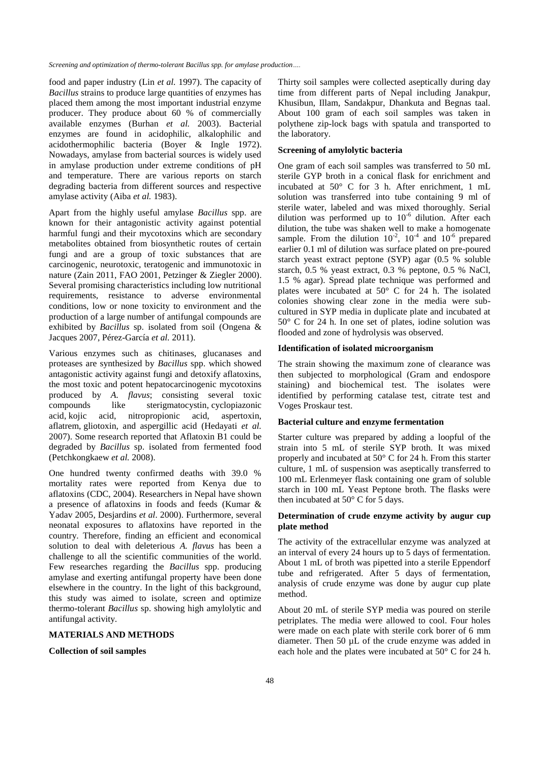food and paper industry (Lin *et al.* 1997). The capacity of *Bacillus* strains to produce large quantities of enzymes has placed them among the most important industrial enzyme producer. They produce about 60 % of commercially available enzymes (Burhan *et al.* 2003). Bacterial enzymes are found in acidophilic, alkalophilic and acidothermophilic bacteria (Boyer & Ingle 1972). Nowadays, amylase from bacterial sources is widely used in amylase production under extreme conditions of pH and temperature. There are various reports on starch degrading bacteria from different sources and respective amylase activity (Aiba *et al.* 1983).

Apart from the highly useful amylase *Bacillus* spp. are known for their antagonistic activity against potential harmful fungi and their mycotoxins which are secondary metabolites obtained from biosynthetic routes of certain fungi and are a group of toxic substances that are carcinogenic, neurotoxic, teratogenic and immunotoxic in nature (Zain 2011, FAO 2001, Petzinger & Ziegler 2000). Several promising characteristics including low nutritional requirements, resistance to adverse environmental conditions, low or none toxicity to environment and the production of a large number of antifungal compounds are exhibited by *Bacillus* sp. isolated from soil (Ongena & Jacques 2007, Pérez-García *et al.* 2011).

Various enzymes such as chitinases, glucanases and proteases are synthesized by *Bacillus* spp. which showed antagonistic activity against fungi and detoxify aflatoxins, the most toxic and potent hepatocarcinogenic mycotoxins produced by *A. flavus*; consisting several toxic compounds like sterigmatocystin, cyclopiazonic acid, kojic acid, nitropropionic acid, aspertoxin, aflatrem, gliotoxin, and aspergillic acid (Hedayati *et al.* 2007). Some research reported that Aflatoxin B1 could be degraded by *Bacillus* sp. isolated from fermented food (Petchkongkaew *et al.* 2008).

One hundred twenty confirmed deaths with 39.0 % mortality rates were reported from Kenya due to aflatoxins (CDC, 2004). Researchers in Nepal have shown a presence of aflatoxins in foods and feeds (Kumar & Yadav 2005, Desjardins *et al*. 2000). Furthermore, several neonatal exposures to aflatoxins have reported in the country. Therefore, finding an efficient and economical solution to deal with deleterious *A. flavus* has been a challenge to all the scientific communities of the world. Few researches regarding the *Bacillus* spp. producing amylase and exerting antifungal property have been done elsewhere in the country. In the light of this background, this study was aimed to isolate, screen and optimize thermo-tolerant *Bacillus* sp. showing high amylolytic and antifungal activity.

## MATERIALS AND METHODS

### Collection of soil samples

Thirty soil samples were collected aseptically during day time from different parts of Nepal including Janakpur, Khusibun, Illam, Sandakpur, Dhankuta and Begnas taal. About 100 gram of each soil samples was taken in polythene zip-lock bags with spatula and transported to the laboratory.

### Screening of amylolytic bacteria

One gram of each soil samples was transferred to 50 mL sterile GYP broth in a conical flask for enrichment and incubated at 50° C for 3 h. After enrichment, 1 mL solution was transferred into tube containing 9 ml of sterile water, labeled and was mixed thoroughly. Serial dilution was performed up to $10^{-6}$ dilution. After each dilution, the tube was shaken well to make a homogenate sample. From the dilution $10^{-2}$, $10^{-4}$ and $10^{-6}$ prepared earlier 0.1 ml of dilution was surface plated on pre-poured starch yeast extract peptone (SYP) agar (0.5 % soluble starch, 0.5 % yeast extract, 0.3 % peptone, 0.5 % NaCl, 1.5 % agar). Spread plate technique was performed and plates were incubated at 50° C for 24 h. The isolated colonies showing clear zone in the media were sub-cultured in SYP media in duplicate plate and incubated at 50° C for 24 h. In one set of plates, iodine solution was flooded and zone of hydrolysis was observed.

### Identification of isolated microorganism

The strain showing the maximum zone of clearance was then subjected to morphological (Gram and endospore staining) and biochemical test. The isolates were identified by performing catalase test, citrate test and Voges Proskaur test.

### Bacterial culture and enzyme fermentation

Starter culture was prepared by adding a loopful of the strain into 5 mL of sterile SYP broth. It was mixed properly and incubated at 50° C for 24 h. From this starter culture, 1 mL of suspension was aseptically transferred to 100 mL Erlenmeyer flask containing one gram of soluble starch in 100 mL Yeast Peptone broth. The flasks were then incubated at 50° C for 5 days.

### Determination of crude enzyme activity by augur cup plate method

The activity of the extracellular enzyme was analyzed at an interval of every 24 hours up to 5 days of fermentation. About 1 mL of broth was pipetted into a sterile Eppendorf tube and refrigerated. After 5 days of fermentation, analysis of crude enzyme was done by augur cup plate method.

About 20 mL of sterile SYP media was poured on sterile petriplates. The media were allowed to cool. Four holes were made on each plate with sterile cork borer of 6 mm diameter. Then 50 µL of the crude enzyme was added in each hole and the plates were incubated at 50° C for 24 h.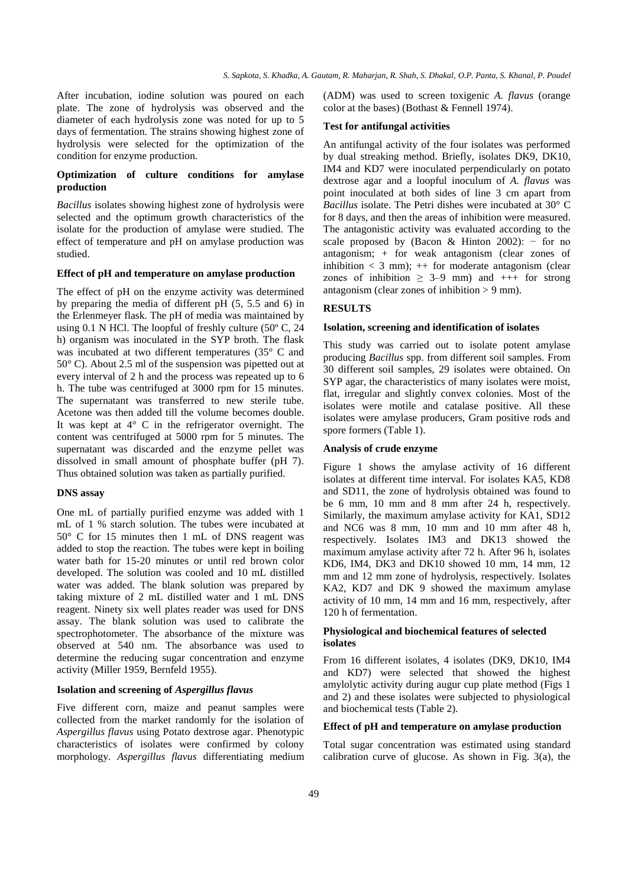After incubation, iodine solution was poured on each plate. The zone of hydrolysis was observed and the diameter of each hydrolysis zone was noted for up to 5 days of fermentation. The strains showing highest zone of hydrolysis were selected for the optimization of the condition for enzyme production.

**Optimization of culture conditions for amylase production**

*Bacillus* isolates showing highest zone of hydrolysis were selected and the optimum growth characteristics of the isolate for the production of amylase were studied. The effect of temperature and pH on amylase production was studied.

**Effect of pH and temperature on amylase production**

The effect of pH on the enzyme activity was determined by preparing the media of different pH (5, 5.5 and 6) in the Erlenmeyer flask. The pH of media was maintained by using 0.1 N HCl. The loopful of freshly culture (50º C, 24 h) organism was inoculated in the SYP broth. The flask was incubated at two different temperatures (35° C and 50° C). About 2.5 ml of the suspension was pipetted out at every interval of 2 h and the process was repeated up to 6 h. The tube was centrifuged at 3000 rpm for 15 minutes. The supernatant was transferred to new sterile tube. Acetone was then added till the volume becomes double. It was kept at 4° C in the refrigerator overnight. The content was centrifuged at 5000 rpm for 5 minutes. The supernatant was discarded and the enzyme pellet was dissolved in small amount of phosphate buffer (pH 7). Thus obtained solution was taken as partially purified.

**DNS assay**

One mL of partially purified enzyme was added with 1 mL of 1 % starch solution. The tubes were incubated at 50° C for 15 minutes then 1 mL of DNS reagent was added to stop the reaction. The tubes were kept in boiling water bath for 15-20 minutes or until red brown color developed. The solution was cooled and 10 mL distilled water was added. The blank solution was prepared by taking mixture of 2 mL distilled water and 1 mL DNS reagent. Ninety six well plates reader was used for DNS assay. The blank solution was used to calibrate the spectrophotometer. The absorbance of the mixture was observed at 540 nm. The absorbance was used to determine the reducing sugar concentration and enzyme activity (Miller 1959, Bernfeld 1955).

**Isolation and screening of *Aspergillus flavus***

Five different corn, maize and peanut samples were collected from the market randomly for the isolation of *Aspergillus flavus* using Potato dextrose agar. Phenotypic characteristics of isolates were confirmed by colony morphology. *Aspergillus flavus* differentiating medium (ADM) was used to screen toxigenic *A. flavus* (orange color at the bases) (Bothast & Fennell 1974).

**Test for antifungal activities**

An antifungal activity of the four isolates was performed by dual streaking method. Briefly, isolates DK9, DK10, IM4 and KD7 were inoculated perpendicularly on potato dextrose agar and a loopful inoculum of *A. flavus* was point inoculated at both sides of line 3 cm apart from *Bacillus* isolate. The Petri dishes were incubated at 30° C for 8 days, and then the areas of inhibition were measured. The antagonistic activity was evaluated according to the scale proposed by (Bacon & Hinton 2002): − for no antagonism; + for weak antagonism (clear zones of inhibition < 3 mm); ++ for moderate antagonism (clear zones of inhibition ≥ 3–9 mm) and +++ for strong antagonism (clear zones of inhibition > 9 mm).

## RESULTS

**Isolation, screening and identification of isolates**

This study was carried out to isolate potent amylase producing *Bacillus* spp. from different soil samples. From 30 different soil samples, 29 isolates were obtained. On SYP agar, the characteristics of many isolates were moist, flat, irregular and slightly convex colonies. Most of the isolates were motile and catalase positive. All these isolates were amylase producers, Gram positive rods and spore formers (Table 1).

**Analysis of crude enzyme**

Figure 1 shows the amylase activity of 16 different isolates at different time interval. For isolates KA5, KD8 and SD11, the zone of hydrolysis obtained was found to be 6 mm, 10 mm and 8 mm after 24 h, respectively. Similarly, the maximum amylase activity for KA1, SD12 and NC6 was 8 mm, 10 mm and 10 mm after 48 h, respectively. Isolates IM3 and DK13 showed the maximum amylase activity after 72 h. After 96 h, isolates KD6, IM4, DK3 and DK10 showed 10 mm, 14 mm, 12 mm and 12 mm zone of hydrolysis, respectively. Isolates KA2, KD7 and DK 9 showed the maximum amylase activity of 10 mm, 14 mm and 16 mm, respectively, after 120 h of fermentation.

**Physiological and biochemical features of selected isolates**

From 16 different isolates, 4 isolates (DK9, DK10, IM4 and KD7) were selected that showed the highest amylolytic activity during augur cup plate method (Figs 1 and 2) and these isolates were subjected to physiological and biochemical tests (Table 2).

**Effect of pH and temperature on amylase production**

Total sugar concentration was estimated using standard calibration curve of glucose. As shown in Fig. 3(a), the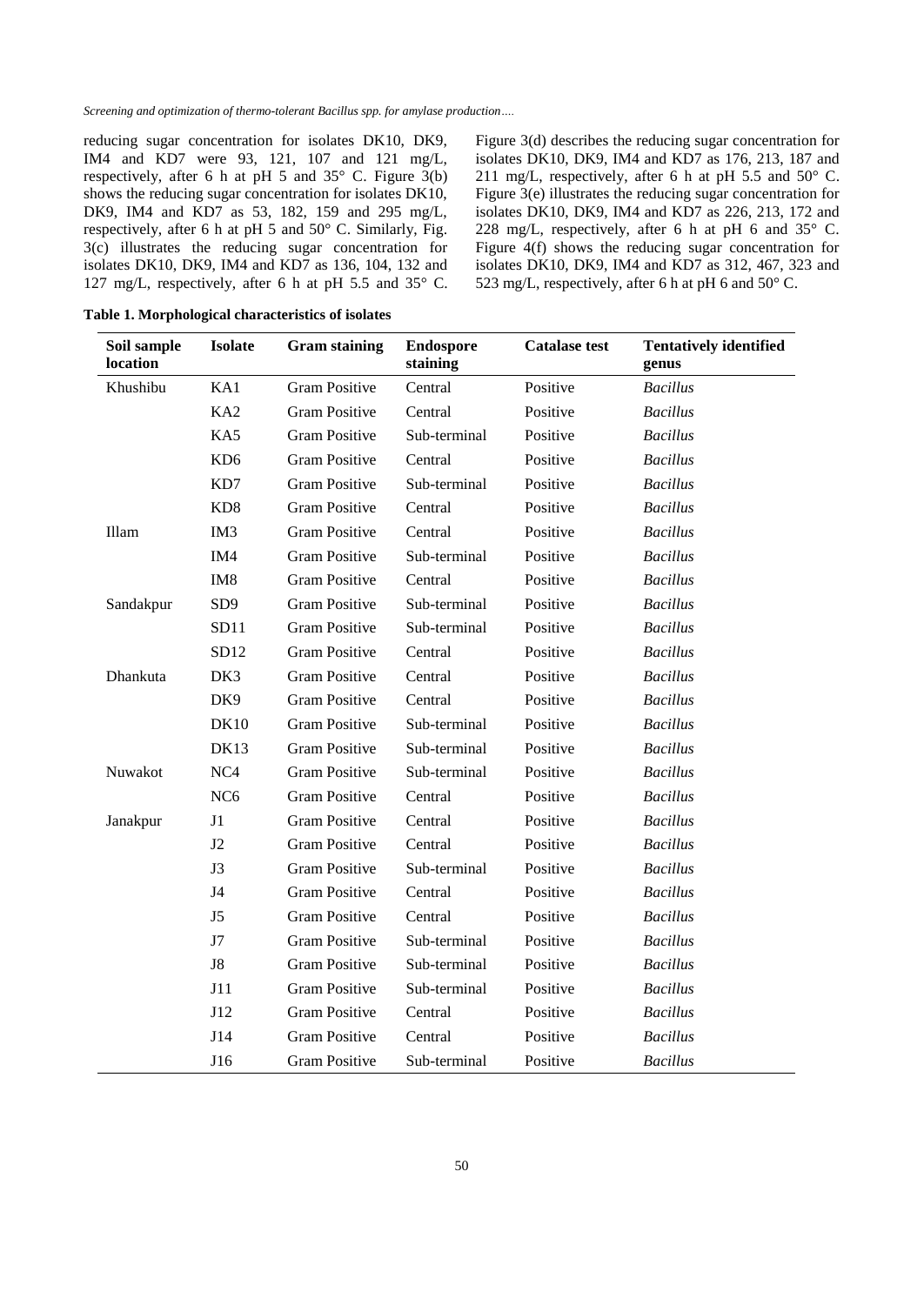reducing sugar concentration for isolates DK10, DK9, IM4 and KD7 were 93, 121, 107 and 121 mg/L, respectively, after 6 h at pH 5 and 35° C. Figure 3(b) shows the reducing sugar concentration for isolates DK10, DK9, IM4 and KD7 as 53, 182, 159 and 295 mg/L, respectively, after 6 h at pH 5 and 50° C. Similarly, Fig. 3(c) illustrates the reducing sugar concentration for isolates DK10, DK9, IM4 and KD7 as 136, 104, 132 and 127 mg/L, respectively, after 6 h at pH 5.5 and 35° C. Figure 3(d) describes the reducing sugar concentration for isolates DK10, DK9, IM4 and KD7 as 176, 213, 187 and 211 mg/L, respectively, after 6 h at pH 5.5 and 50° C. Figure 3(e) illustrates the reducing sugar concentration for isolates DK10, DK9, IM4 and KD7 as 226, 213, 172 and 228 mg/L, respectively, after 6 h at pH 6 and 35° C. Figure 4(f) shows the reducing sugar concentration for isolates DK10, DK9, IM4 and KD7 as 312, 467, 323 and 523 mg/L, respectively, after 6 h at pH 6 and 50° C.

**Table 1. Morphological characteristics of isolates**

| Soil sample location | Isolate | Gram staining | Endospore staining | Catalase test | Tentatively identified genus |
|---|---|---|---|---|---|
| Khushibu | KA1 | Gram Positive | Central | Positive | *Bacillus* |
| | KA2 | Gram Positive | Central | Positive | *Bacillus* |
| | KA5 | Gram Positive | Sub-terminal | Positive | *Bacillus* |
| | KD6 | Gram Positive | Central | Positive | *Bacillus* |
| | KD7 | Gram Positive | Sub-terminal | Positive | *Bacillus* |
| | KD8 | Gram Positive | Central | Positive | *Bacillus* |
| Illam | IM3 | Gram Positive | Central | Positive | *Bacillus* |
| | IM4 | Gram Positive | Sub-terminal | Positive | *Bacillus* |
| | IM8 | Gram Positive | Central | Positive | *Bacillus* |
| Sandakpur | SD9 | Gram Positive | Sub-terminal | Positive | *Bacillus* |
| | SD11 | Gram Positive | Sub-terminal | Positive | *Bacillus* |
| | SD12 | Gram Positive | Central | Positive | *Bacillus* |
| Dhankuta | DK3 | Gram Positive | Central | Positive | *Bacillus* |
| | DK9 | Gram Positive | Central | Positive | *Bacillus* |
| | DK10 | Gram Positive | Sub-terminal | Positive | *Bacillus* |
| | DK13 | Gram Positive | Sub-terminal | Positive | *Bacillus* |
| Nuwakot | NC4 | Gram Positive | Sub-terminal | Positive | *Bacillus* |
| | NC6 | Gram Positive | Central | Positive | *Bacillus* |
| Janakpur | J1 | Gram Positive | Central | Positive | *Bacillus* |
| | J2 | Gram Positive | Central | Positive | *Bacillus* |
| | J3 | Gram Positive | Sub-terminal | Positive | *Bacillus* |
| | J4 | Gram Positive | Central | Positive | *Bacillus* |
| | J5 | Gram Positive | Central | Positive | *Bacillus* |
| | J7 | Gram Positive | Sub-terminal | Positive | *Bacillus* |
| | J8 | Gram Positive | Sub-terminal | Positive | *Bacillus* |
| | J11 | Gram Positive | Sub-terminal | Positive | *Bacillus* |
| | J12 | Gram Positive | Central | Positive | *Bacillus* |
| | J14 | Gram Positive | Central | Positive | *Bacillus* |
| | J16 | Gram Positive | Sub-terminal | Positive | *Bacillus* |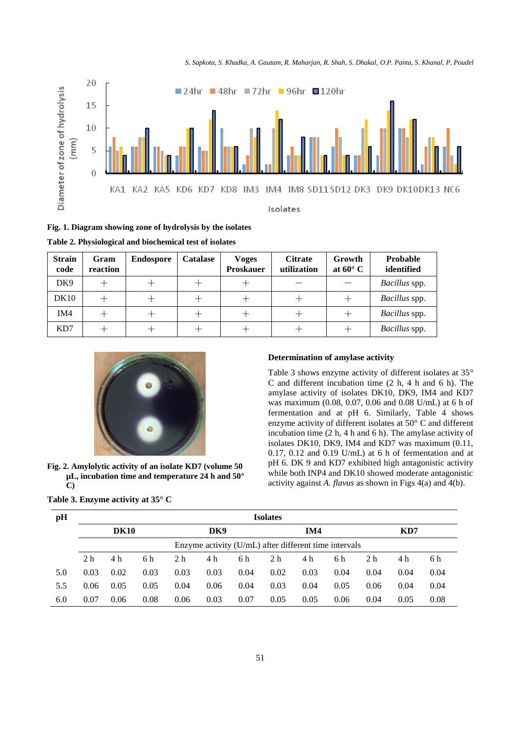**Fig. 1. Diagram showing zone of hydrolysis by the isolates**

**Table 2. Physiological and biochemical test of isolates**

| Strain code | Gram reaction | Endospore | Catalase | Voges Proskauer | Citrate utilization | Growth at 60° C | Probable identified |
|---|---|---|---|---|---|---|---|
| DK9 | + | + | + | + | – | – | *Bacillus* spp. |
| DK10 | + | + | + | + | + | + | *Bacillus* spp. |
| IM4 | + | + | + | + | + | + | *Bacillus* spp. |
| KD7 | + | + | + | + | + | + | *Bacillus* spp. |

**Fig. 2. Amylolytic activity of an isolate KD7 (volume 50 µL, incubation time and temperature 24 h and 50° C)**

### Determination of amylase activity

Table 3 shows enzyme activity of different isolates at 35° C and different incubation time (2 h, 4 h and 6 h). The amylase activity of isolates DK10, DK9, IM4 and KD7 was maximum (0.08, 0.07, 0.06 and 0.08 U/mL) at 6 h of fermentation and at pH 6. Similarly, Table 4 shows enzyme activity of different isolates at 50° C and different incubation time (2 h, 4 h and 6 h). The amylase activity of isolates DK10, DK9, IM4 and KD7 was maximum (0.11, 0.17, 0.12 and 0.19 U/mL) at 6 h of fermentation and at pH 6. DK 9 and KD7 exhibited high antagonistic activity while both INP4 and DK10 showed moderate antagonistic activity against *A. flavus* as shown in Figs 4(a) and 4(b).

**Table 3. Enzyme activity at 35° C**

| pH | Isolates | | | | | | | | | | | |
|---|---|---|---|---|---|---|---|---|---|---|---|---|
| | DK10 | | | DK9 | | | IM4 | | | KD7 | | |
| | Enzyme activity (U/mL) after different time intervals | | | | | | | | | | | |
| | 2 h | 4 h | 6 h | 2 h | 4 h | 6 h | 2 h | 4 h | 6 h | 2 h | 4 h | 6 h |
| 5.0 | 0.03 | 0.02 | 0.03 | 0.03 | 0.03 | 0.04 | 0.02 | 0.03 | 0.04 | 0.04 | 0.04 | 0.04 |
| 5.5 | 0.06 | 0.05 | 0.05 | 0.04 | 0.06 | 0.04 | 0.03 | 0.04 | 0.05 | 0.06 | 0.04 | 0.04 |
| 6.0 | 0.07 | 0.06 | 0.08 | 0.06 | 0.03 | 0.07 | 0.05 | 0.05 | 0.06 | 0.04 | 0.05 | 0.08 |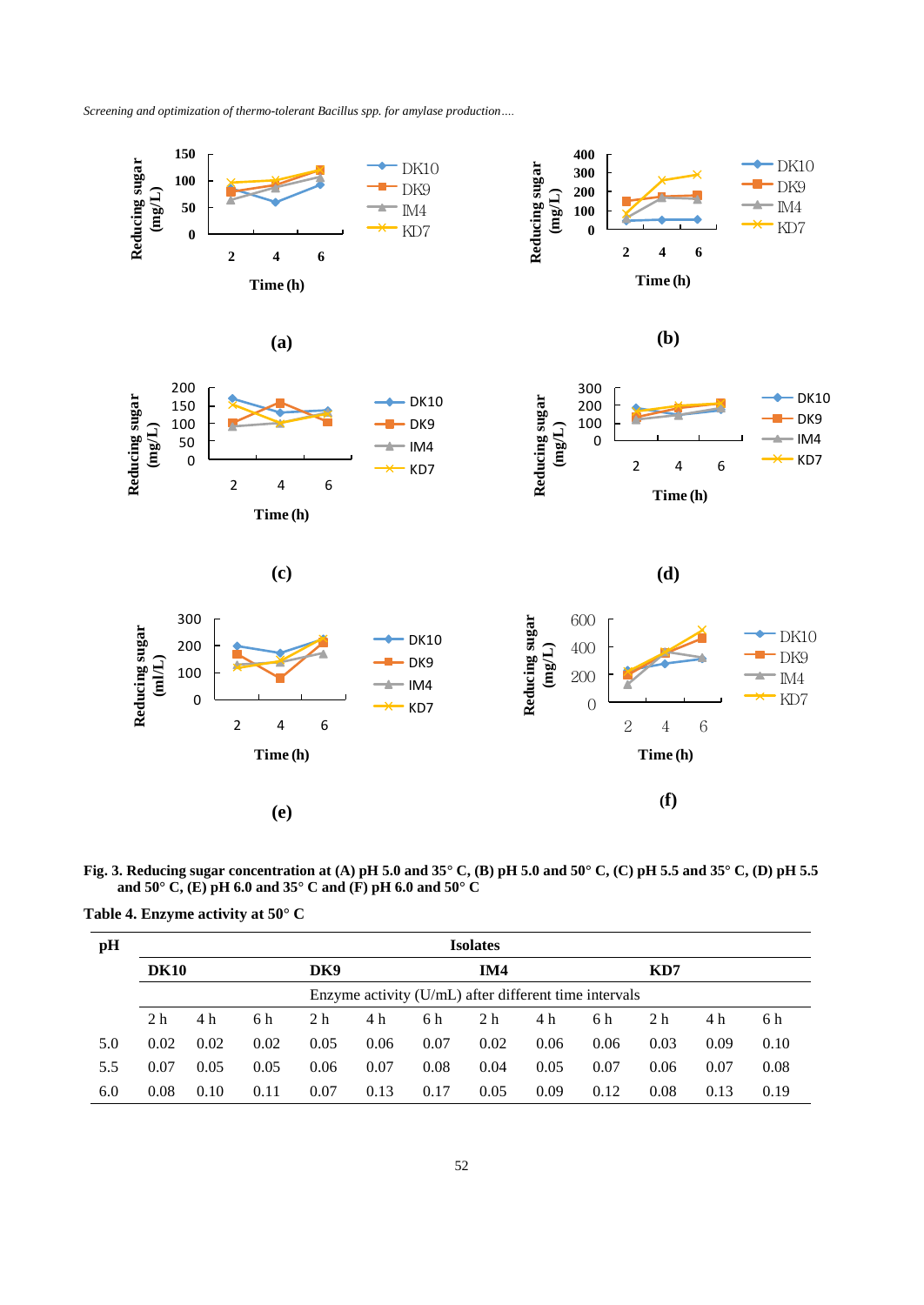Fig. 3. Reducing sugar concentration at (A) pH 5.0 and 35° C, (B) pH 5.0 and 50° C, (C) pH 5.5 and 35° C, (D) pH 5.5 and 50° C, (E) pH 6.0 and 35° C and (F) pH 6.0 and 50° C

**Table 4. Enzyme activity at 50° C**

| pH | Isolates | | | | | | | | | | | |
|---|---|---|---|---|---|---|---|---|---|---|---|---|
| | **DK10** | | | **DK9** | | | **IM4** | | | **KD7** | | |
| | Enzyme activity (U/mL) after different time intervals | | | | | | | | | | | |
| | 2 h | 4 h | 6 h | 2 h | 4 h | 6 h | 2 h | 4 h | 6 h | 2 h | 4 h | 6 h |
| 5.0 | 0.02 | 0.02 | 0.02 | 0.05 | 0.06 | 0.07 | 0.02 | 0.06 | 0.06 | 0.03 | 0.09 | 0.10 |
| 5.5 | 0.07 | 0.05 | 0.05 | 0.06 | 0.07 | 0.08 | 0.04 | 0.05 | 0.07 | 0.06 | 0.07 | 0.08 |
| 6.0 | 0.08 | 0.10 | 0.11 | 0.07 | 0.13 | 0.17 | 0.05 | 0.09 | 0.12 | 0.08 | 0.13 | 0.19 |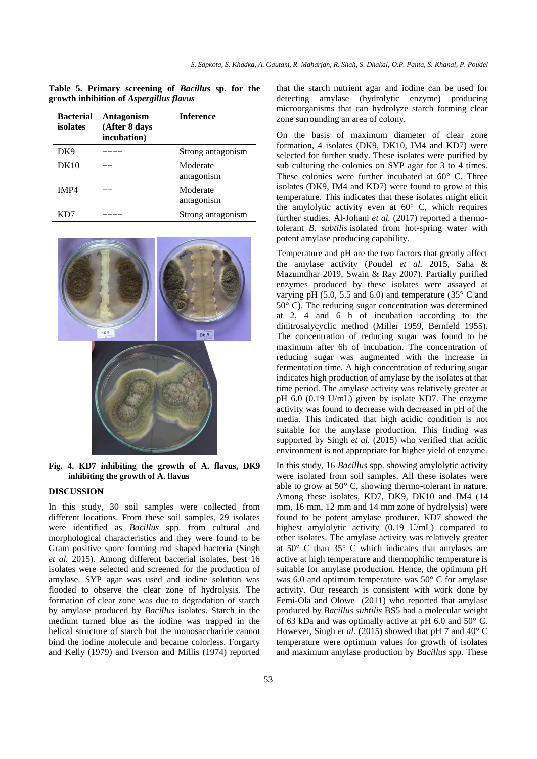**Table 5. Primary screening of *Bacillus* sp. for the growth inhibition of *Aspergillus flavus***

| Bacterial isolates | Antagonism (After 8 days incubation) | Inference |
|---|---|---|
| DK9 | ++++ | Strong antagonism |
| DK10 | ++ | Moderate antagonism |
| IMP4 | ++ | Moderate antagonism |
| KD7 | ++++ | Strong antagonism |

**Fig. 4. KD7 inhibiting the growth of A. flavus, DK9 inhibiting the growth of A. flavus**

## DISCUSSION

In this study, 30 soil samples were collected from different locations. From these soil samples, 29 isolates were identified as *Bacillus* spp. from cultural and morphological characteristics and they were found to be Gram positive spore forming rod shaped bacteria (Singh *et al.* 2015). Among different bacterial isolates, best 16 isolates were selected and screened for the production of amylase. SYP agar was used and iodine solution was flooded to observe the clear zone of hydrolysis. The formation of clear zone was due to degradation of starch by amylase produced by *Bacillus* isolates. Starch in the medium turned blue as the iodine was trapped in the helical structure of starch but the monosaccharide cannot bind the iodine molecule and became colorless. Forgarty and Kelly (1979) and Iverson and Millis (1974) reported that the starch nutrient agar and iodine can be used for detecting amylase (hydrolytic enzyme) producing microorganisms that can hydrolyze starch forming clear zone surrounding an area of colony.

On the basis of maximum diameter of clear zone formation, 4 isolates (DK9, DK10, IM4 and KD7) were selected for further study. These isolates were purified by sub culturing the colonies on SYP agar for 3 to 4 times. These colonies were further incubated at 60° C. Three isolates (DK9, IM4 and KD7) were found to grow at this temperature. This indicates that these isolates might elicit the amylolytic activity even at 60° C, which requires further studies. Al-Johani *et al.* (2017) reported a thermo-tolerant *B. subtilis* isolated from hot-spring water with potent amylase producing capability.

Temperature and pH are the two factors that greatly affect the amylase activity (Poudel *et al.* 2015, Saha & Mazumdhar 2019, Swain & Ray 2007). Partially purified enzymes produced by these isolates were assayed at varying pH (5.0, 5.5 and 6.0) and temperature (35° C and 50° C). The reducing sugar concentration was determined at 2, 4 and 6 h of incubation according to the dinitrosalycyclic method (Miller 1959, Bernfeld 1955). The concentration of reducing sugar was found to be maximum after 6h of incubation. The concentration of reducing sugar was augmented with the increase in fermentation time. A high concentration of reducing sugar indicates high production of amylase by the isolates at that time period. The amylase activity was relatively greater at pH 6.0 (0.19 U/mL) given by isolate KD7. The enzyme activity was found to decrease with decreased in pH of the media. This indicated that high acidic condition is not suitable for the amylase production. This finding was supported by Singh *et al.* (2015) who verified that acidic environment is not appropriate for higher yield of enzyme.

In this study, 16 *Bacillus* spp. showing amylolytic activity were isolated from soil samples. All these isolates were able to grow at 50° C, showing thermo-tolerant in nature. Among these isolates, KD7, DK9, DK10 and IM4 (14 mm, 16 mm, 12 mm and 14 mm zone of hydrolysis) were found to be potent amylase producer. KD7 showed the highest amylolytic activity (0.19 U/mL) compared to other isolates. The amylase activity was relatively greater at 50° C than 35° C which indicates that amylases are active at high temperature and thermophilic temperature is suitable for amylase production. Hence, the optimum pH was 6.0 and optimum temperature was 50° C for amylase activity. Our research is consistent with work done by Femi-Ola and Olowe (2011) who reported that amylase produced by *Bacillus subtilis* BS5 had a molecular weight of 63 kDa and was optimally active at pH 6.0 and 50° C. However, Singh *et al.* (2015) showed that pH 7 and 40° C temperature were optimum values for growth of isolates and maximum amylase production by *Bacillus* spp. These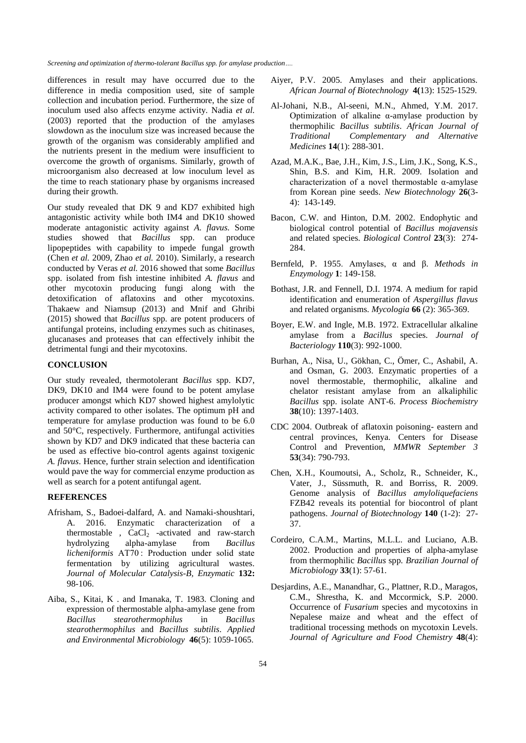differences in result may have occurred due to the difference in media composition used, site of sample collection and incubation period. Furthermore, the size of inoculum used also affects enzyme activity. Nadia *et al.* (2003) reported that the production of the amylases slowdown as the inoculum size was increased because the growth of the organism was considerably amplified and the nutrients present in the medium were insufficient to overcome the growth of organisms. Similarly, growth of microorganism also decreased at low inoculum level as the time to reach stationary phase by organisms increased during their growth.

Our study revealed that DK 9 and KD7 exhibited high antagonistic activity while both IM4 and DK10 showed moderate antagonistic activity against *A. flavus.* Some studies showed that *Bacillus* spp. can produce lipopeptides with capability to impede fungal growth (Chen *et al.* 2009, Zhao *et al.* 2010). Similarly, a research conducted by Veras *et al.* 2016 showed that some *Bacillus* spp. isolated from fish intestine inhibited *A. flavus* and other mycotoxin producing fungi along with the detoxification of aflatoxins and other mycotoxins. Thakaew and Niamsup (2013) and Mnif and Ghribi (2015) showed that *Bacillus* spp. are potent producers of antifungal proteins, including enzymes such as chitinases, glucanases and proteases that can effectively inhibit the detrimental fungi and their mycotoxins.

## CONCLUSION

Our study revealed, thermotolerant *Bacillus* spp. KD7, DK9, DK10 and IM4 were found to be potent amylase producer amongst which KD7 showed highest amylolytic activity compared to other isolates. The optimum pH and temperature for amylase production was found to be 6.0 and 50°C, respectively. Furthermore, antifungal activities shown by KD7 and DK9 indicated that these bacteria can be used as effective bio-control agents against toxigenic *A. flavus*. Hence, further strain selection and identification would pave the way for commercial enzyme production as well as search for a potent antifungal agent.

## REFERENCES

Afrisham, S., Badoei-dalfard, A. and Namaki-shoushtari, A. 2016. Enzymatic characterization of a thermostable , $CaCl_2$ -activated and raw-starch hydrolyzing alpha-amylase from *Bacillus licheniformis* AT70 : Production under solid state fermentation by utilizing agricultural wastes. *Journal of Molecular Catalysis-B, Enzymatic* **132:** 98-106.

Aiba, S., Kitai, K . and Imanaka, T. 1983. Cloning and expression of thermostable alpha-amylase gene from *Bacillus stearothermophilus* in *Bacillus stearothermophilus* and *Bacillus subtilis*. *Applied and Environmental Microbiology* **46**(5): 1059-1065.

Aiyer, P.V. 2005. Amylases and their applications. *African Journal of Biotechnology* **4(**13): 1525-1529.

Al-Johani, N.B., Al-seeni, M.N., Ahmed, Y.M. 2017. Optimization of alkaline α-amylase production by thermophilic *Bacillus subtilis*. *African Journal of Traditional Complementary and Alternative Medicines* **14**(1): 288-301.

Azad, M.A.K., Bae, J.H., Kim, J.S., Lim, J.K., Song, K.S., Shin, B.S. and Kim, H.R. 2009. Isolation and characterization of a novel thermostable α-amylase from Korean pine seeds. *New Biotechnology* **26**(3-4): 143-149.

Bacon, C.W. and Hinton, D.M. 2002. Endophytic and biological control potential of *Bacillus mojavensis* and related species. *Biological Control* **23**(3): 274-284.

Bernfeld, P. 1955. Amylases, α and β. *Methods in Enzymology* **1**: 149-158.

Bothast, J.R. and Fennell, D.I. 1974. A medium for rapid identification and enumeration of *Aspergillus flavus* and related organisms. *Mycologia* **66** (2): 365-369.

Boyer, E.W. and Ingle, M.B. 1972. Extracellular alkaline amylase from a *Bacillus* species. *Journal of Bacteriology* **110**(3): 992-1000.

Burhan, A., Nisa, U., Gökhan, C., Ömer, C., Ashabil, A. and Osman, G. 2003. Enzymatic properties of a novel thermostable, thermophilic, alkaline and chelator resistant amylase from an alkaliphilic *Bacillus* spp. isolate ANT-6. *Process Biochemistry* **38**(10): 1397-1403.

CDC 2004. Outbreak of aflatoxin poisoning- eastern and central provinces, Kenya. Centers for Disease Control and Prevention, *MMWR September 3* **53**(34): 790-793.

Chen, X.H., Koumoutsi, A., Scholz, R., Schneider, K., Vater, J., Süssmuth, R. and Borriss, R. 2009. Genome analysis of *Bacillus amyloliquefaciens* FZB42 reveals its potential for biocontrol of plant pathogens. *Journal of Biotechnology* **140** (1-2): 27-37.

Cordeiro, C.A.M., Martins, M.L.L. and Luciano, A.B. 2002. Production and properties of alpha-amylase from thermophilic *Bacillus* spp*. Brazilian Journal of Microbiology* **33**(1): 57-61.

Desjardins, A.E., Manandhar, G., Plattner, R.D., Maragos, C.M., Shrestha, K. and Mccormick, S.P. 2000. Occurrence of *Fusarium* species and mycotoxins in Nepalese maize and wheat and the effect of traditional trocessing methods on mycotoxin Levels. *Journal of Agriculture and Food Chemistry* **48**(4):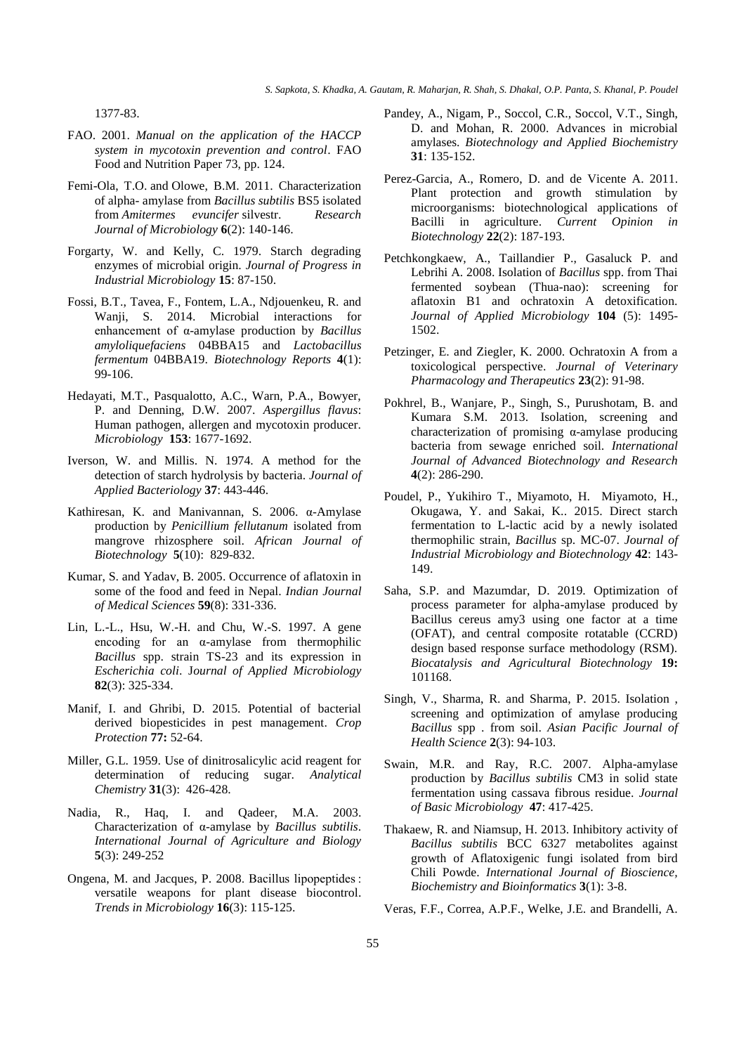1377-83.

FAO. 2001. *Manual on the application of the HACCP system in mycotoxin prevention and control*. FAO Food and Nutrition Paper 73, pp. 124.

Femi-Ola, T.O. and Olowe, B.M. 2011. Characterization of alpha- amylase from *Bacillus subtilis* BS5 isolated from *Amitermes evuncifer* silvestr. *Research Journal of Microbiology* **6**(2): 140-146.

Forgarty, W. and Kelly, C. 1979. Starch degrading enzymes of microbial origin. *Journal of Progress in Industrial Microbiology* **15**: 87-150.

Fossi, B.T., Tavea, F., Fontem, L.A., Ndjouenkeu, R. and Wanji, S. 2014. Microbial interactions for enhancement of α-amylase production by *Bacillus amyloliquefaciens* 04BBA15 and *Lactobacillus fermentum* 04BBA19. *Biotechnology Reports* **4**(1): 99-106.

Hedayati, M.T., Pasqualotto, A.C., Warn, P.A., Bowyer, P. and Denning, D.W. 2007. *Aspergillus flavus*: Human pathogen, allergen and mycotoxin producer. *Microbiology* **153**: 1677-1692.

Iverson, W. and Millis. N. 1974. A method for the detection of starch hydrolysis by bacteria. *Journal of Applied Bacteriology* **37**: 443-446.

Kathiresan, K. and Manivannan, S. 2006. α-Amylase production by *Penicillium fellutanum* isolated from mangrove rhizosphere soil. *African Journal of Biotechnology* **5**(10): 829-832.

Kumar, S. and Yadav, B. 2005. Occurrence of aflatoxin in some of the food and feed in Nepal. *Indian Journal of Medical Sciences* **59**(8): 331-336.

Lin, L.-L., Hsu, W.-H. and Chu, W.-S. 1997. A gene encoding for an α-amylase from thermophilic *Bacillus* spp. strain TS-23 and its expression in *Escherichia coli*. J*ournal of Applied Microbiology* **82**(3): 325-334.

Manif, I. and Ghribi, D. 2015. Potential of bacterial derived biopesticides in pest management. *Crop Protection* **77:** 52-64.

Miller, G.L. 1959. Use of dinitrosalicylic acid reagent for determination of reducing sugar. *Analytical Chemistry* **31**(3): 426-428.

Nadia, R., Haq, I. and Qadeer, M.A. 2003. Characterization of α-amylase by *Bacillus subtilis*. *International Journal of Agriculture and Biology* **5**(3): 249-252

Ongena, M. and Jacques, P. 2008. Bacillus lipopeptides : versatile weapons for plant disease biocontrol. *Trends in Microbiology* **16**(3): 115-125.

Pandey, A., Nigam, P., Soccol, C.R., Soccol, V.T., Singh, D. and Mohan, R. 2000. Advances in microbial amylases. *Biotechnology and Applied Biochemistry* **31**: 135-152.

Perez-Garcia, A., Romero, D. and de Vicente A. 2011. Plant protection and growth stimulation by microorganisms: biotechnological applications of Bacilli in agriculture. *Current Opinion in Biotechnology* **22**(2): 187-193.

Petchkongkaew, A., Taillandier P., Gasaluck P. and Lebrihi A. 2008. Isolation of *Bacillus* spp. from Thai fermented soybean (Thua-nao): screening for aflatoxin B1 and ochratoxin A detoxification. *Journal of Applied Microbiology* **104** (5): 1495-1502.

Petzinger, E. and Ziegler, K. 2000. Ochratoxin A from a toxicological perspective. *Journal of Veterinary Pharmacology and Therapeutics* **23**(2): 91-98.

Pokhrel, B., Wanjare, P., Singh, S., Purushotam, B. and Kumara S.M. 2013. Isolation, screening and characterization of promising α-amylase producing bacteria from sewage enriched soil. *International Journal of Advanced Biotechnology and Research* **4**(2): 286-290.

Poudel, P., Yukihiro T., Miyamoto, H. Miyamoto, H., Okugawa, Y. and Sakai, K.. 2015. Direct starch fermentation to L-lactic acid by a newly isolated thermophilic strain, *Bacillus* sp. MC-07. *Journal of Industrial Microbiology and Biotechnology* **42**: 143-149.

Saha, S.P. and Mazumdar, D. 2019. Optimization of process parameter for alpha-amylase produced by Bacillus cereus amy3 using one factor at a time (OFAT), and central composite rotatable (CCRD) design based response surface methodology (RSM). *Biocatalysis and Agricultural Biotechnology* **19:** 101168.

Singh, V., Sharma, R. and Sharma, P. 2015. Isolation , screening and optimization of amylase producing *Bacillus* spp . from soil. *Asian Pacific Journal of Health Science* **2**(3): 94-103.

Swain, M.R. and Ray, R.C. 2007. Alpha-amylase production by *Bacillus subtilis* CM3 in solid state fermentation using cassava fibrous residue. *Journal of Basic Microbiology* **47**: 417-425.

Thakaew, R. and Niamsup, H. 2013. Inhibitory activity of *Bacillus subtilis* BCC 6327 metabolites against growth of Aflatoxigenic fungi isolated from bird Chili Powde. *International Journal of Bioscience, Biochemistry and Bioinformatics* **3**(1): 3-8.

Veras, F.F., Correa, A.P.F., Welke, J.E. and Brandelli, A.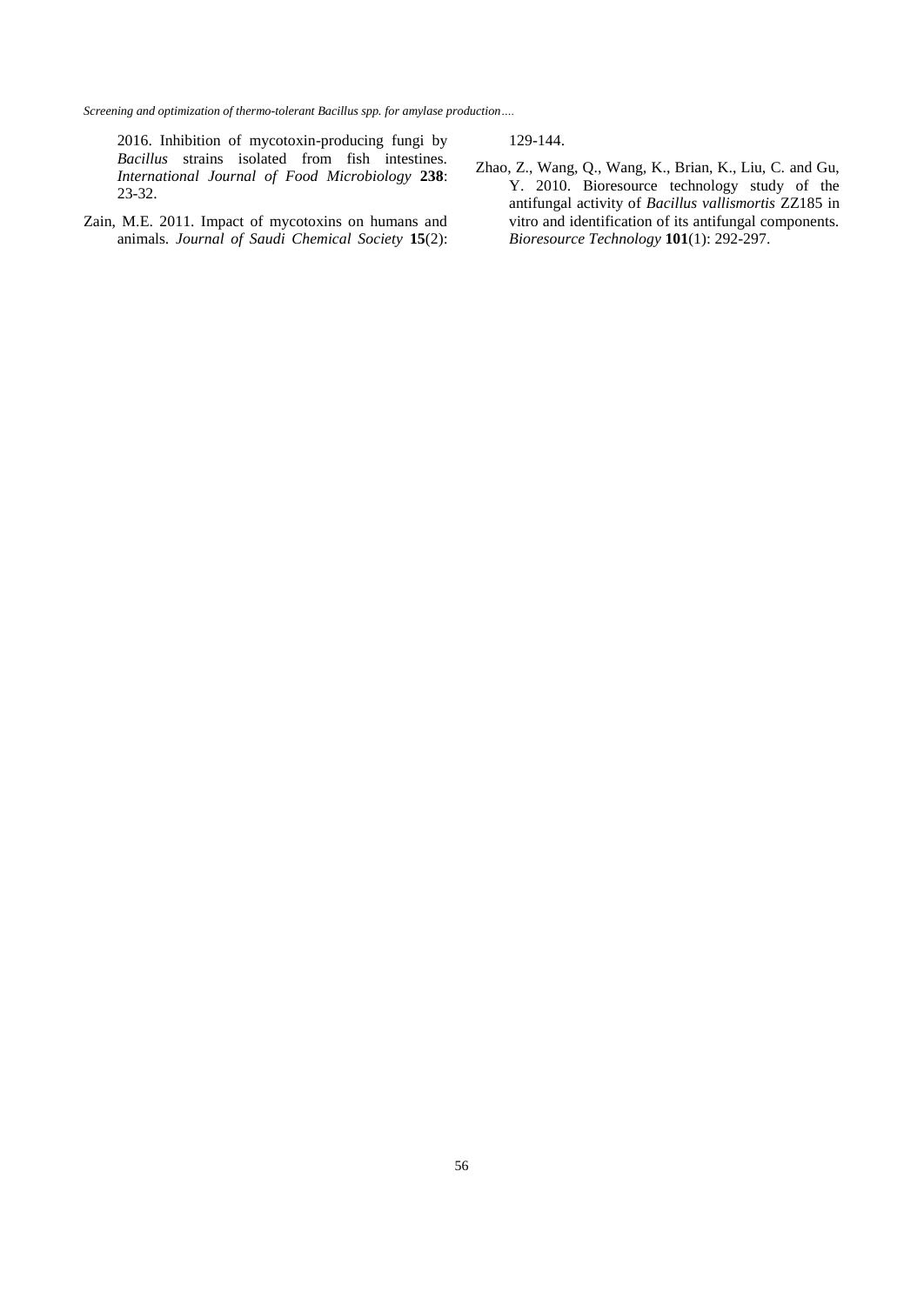2016. Inhibition of mycotoxin-producing fungi by *Bacillus* strains isolated from fish intestines. *International Journal of Food Microbiology* **238**: 23-32.

Zain, M.E. 2011. Impact of mycotoxins on humans and animals. *Journal of Saudi Chemical Society* **15**(2): 129-144.

Zhao, Z., Wang, Q., Wang, K., Brian, K., Liu, C. and Gu, Y. 2010. Bioresource technology study of the antifungal activity of *Bacillus vallismortis* ZZ185 in vitro and identification of its antifungal components. *Bioresource Technology* **101**(1): 292-297.